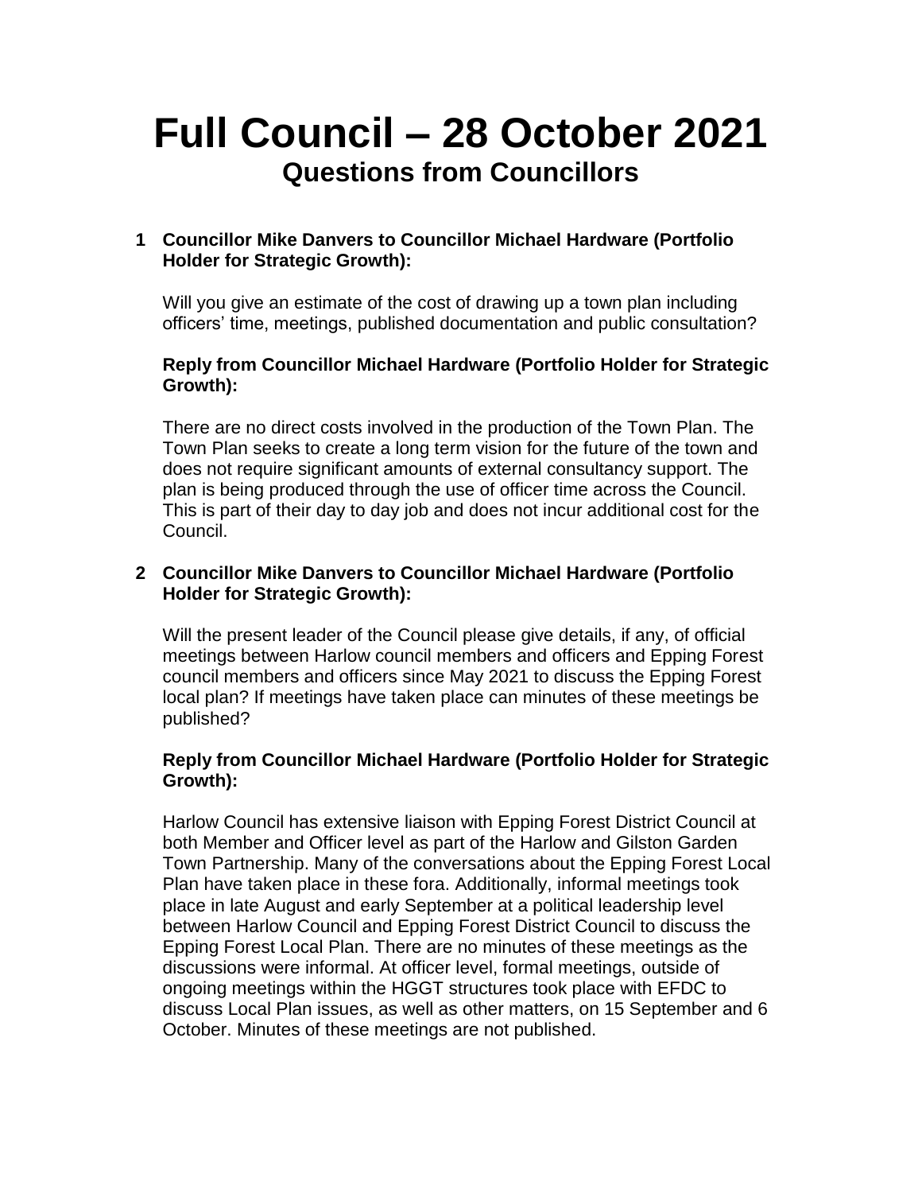# Full Council – 28 October 2021

## Questions from Councillors

**1 Councillor Mike Danvers to Councillor Michael Hardware (Portfolio Holder for Strategic Growth):**

Will you give an estimate of the cost of drawing up a town plan including officers' time, meetings, published documentation and public consultation?

**Reply from Councillor Michael Hardware (Portfolio Holder for Strategic Growth):**

There are no direct costs involved in the production of the Town Plan. The Town Plan seeks to create a long term vision for the future of the town and does not require significant amounts of external consultancy support. The plan is being produced through the use of officer time across the Council. This is part of their day to day job and does not incur additional cost for the Council.

**2 Councillor Mike Danvers to Councillor Michael Hardware (Portfolio Holder for Strategic Growth):**

Will the present leader of the Council please give details, if any, of official meetings between Harlow council members and officers and Epping Forest council members and officers since May 2021 to discuss the Epping Forest local plan? If meetings have taken place can minutes of these meetings be published?

**Reply from Councillor Michael Hardware (Portfolio Holder for Strategic Growth):**

Harlow Council has extensive liaison with Epping Forest District Council at both Member and Officer level as part of the Harlow and Gilston Garden Town Partnership. Many of the conversations about the Epping Forest Local Plan have taken place in these fora. Additionally, informal meetings took place in late August and early September at a political leadership level between Harlow Council and Epping Forest District Council to discuss the Epping Forest Local Plan. There are no minutes of these meetings as the discussions were informal. At officer level, formal meetings, outside of ongoing meetings within the HGGT structures took place with EFDC to discuss Local Plan issues, as well as other matters, on 15 September and 6 October. Minutes of these meetings are not published.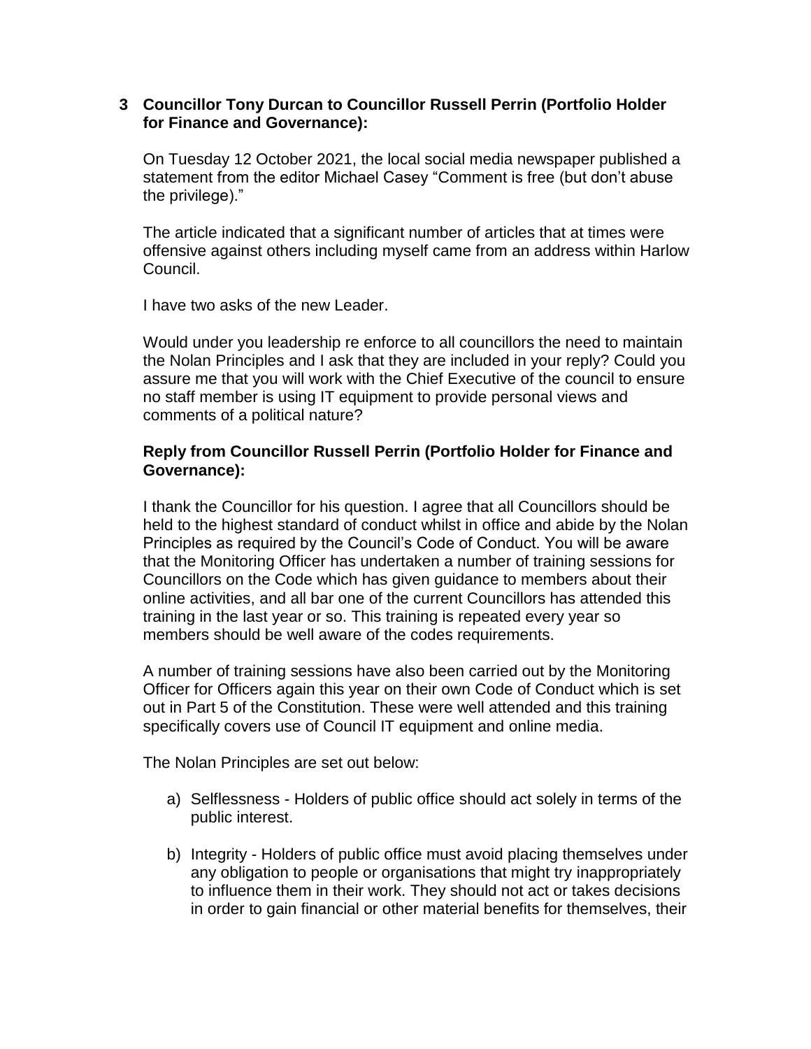**3 Councillor Tony Durcan to Councillor Russell Perrin (Portfolio Holder for Finance and Governance):**

On Tuesday 12 October 2021, the local social media newspaper published a statement from the editor Michael Casey "Comment is free (but don't abuse the privilege)."

The article indicated that a significant number of articles that at times were offensive against others including myself came from an address within Harlow Council.

I have two asks of the new Leader.

Would under you leadership re enforce to all councillors the need to maintain the Nolan Principles and I ask that they are included in your reply? Could you assure me that you will work with the Chief Executive of the council to ensure no staff member is using IT equipment to provide personal views and comments of a political nature?

**Reply from Councillor Russell Perrin (Portfolio Holder for Finance and Governance):**

I thank the Councillor for his question. I agree that all Councillors should be held to the highest standard of conduct whilst in office and abide by the Nolan Principles as required by the Council's Code of Conduct. You will be aware that the Monitoring Officer has undertaken a number of training sessions for Councillors on the Code which has given guidance to members about their online activities, and all bar one of the current Councillors has attended this training in the last year or so. This training is repeated every year so members should be well aware of the codes requirements.

A number of training sessions have also been carried out by the Monitoring Officer for Officers again this year on their own Code of Conduct which is set out in Part 5 of the Constitution. These were well attended and this training specifically covers use of Council IT equipment and online media.

The Nolan Principles are set out below:

a) Selflessness - Holders of public office should act solely in terms of the public interest.

b) Integrity - Holders of public office must avoid placing themselves under any obligation to people or organisations that might try inappropriately to influence them in their work. They should not act or takes decisions in order to gain financial or other material benefits for themselves, their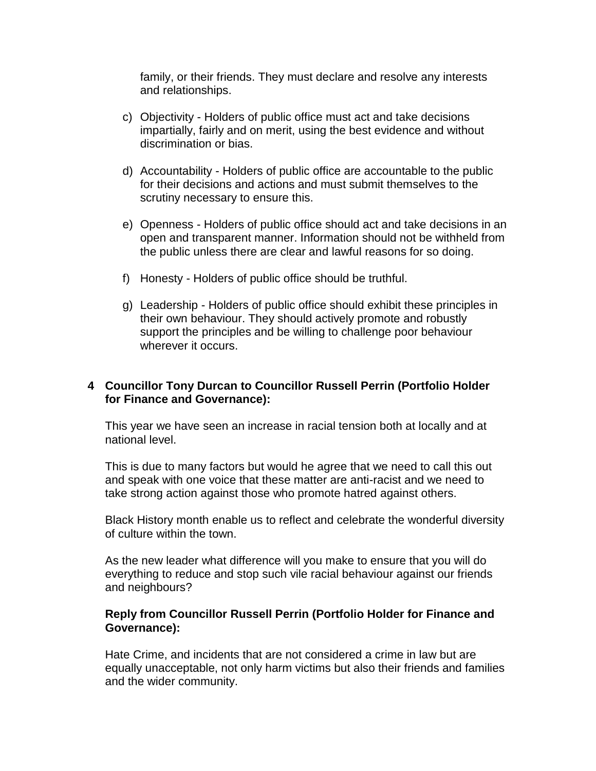family, or their friends. They must declare and resolve any interests and relationships.

c) Objectivity - Holders of public office must act and take decisions impartially, fairly and on merit, using the best evidence and without discrimination or bias.

d) Accountability - Holders of public office are accountable to the public for their decisions and actions and must submit themselves to the scrutiny necessary to ensure this.

e) Openness - Holders of public office should act and take decisions in an open and transparent manner. Information should not be withheld from the public unless there are clear and lawful reasons for so doing.

f) Honesty - Holders of public office should be truthful.

g) Leadership - Holders of public office should exhibit these principles in their own behaviour. They should actively promote and robustly support the principles and be willing to challenge poor behaviour wherever it occurs.

**4 Councillor Tony Durcan to Councillor Russell Perrin (Portfolio Holder for Finance and Governance):**

This year we have seen an increase in racial tension both at locally and at national level.

This is due to many factors but would he agree that we need to call this out and speak with one voice that these matter are anti-racist and we need to take strong action against those who promote hatred against others.

Black History month enable us to reflect and celebrate the wonderful diversity of culture within the town.

As the new leader what difference will you make to ensure that you will do everything to reduce and stop such vile racial behaviour against our friends and neighbours?

**Reply from Councillor Russell Perrin (Portfolio Holder for Finance and Governance):**

Hate Crime, and incidents that are not considered a crime in law but are equally unacceptable, not only harm victims but also their friends and families and the wider community.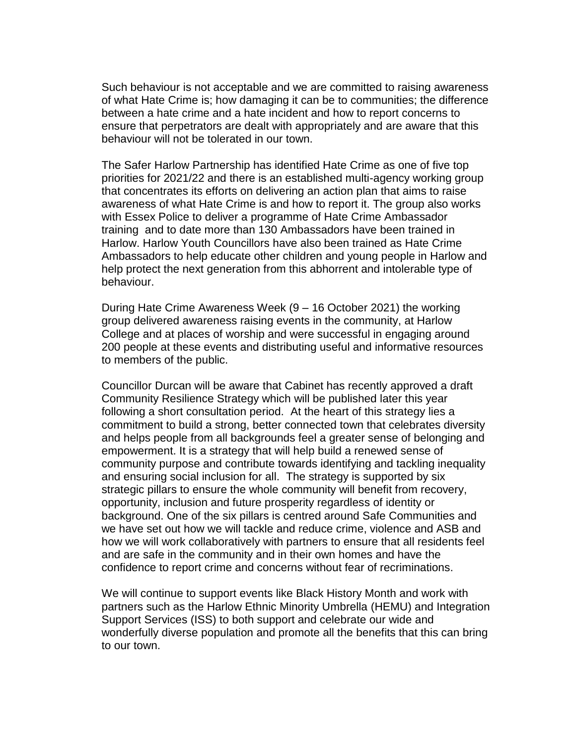Such behaviour is not acceptable and we are committed to raising awareness of what Hate Crime is; how damaging it can be to communities; the difference between a hate crime and a hate incident and how to report concerns to ensure that perpetrators are dealt with appropriately and are aware that this behaviour will not be tolerated in our town.

The Safer Harlow Partnership has identified Hate Crime as one of five top priorities for 2021/22 and there is an established multi-agency working group that concentrates its efforts on delivering an action plan that aims to raise awareness of what Hate Crime is and how to report it. The group also works with Essex Police to deliver a programme of Hate Crime Ambassador training and to date more than 130 Ambassadors have been trained in Harlow. Harlow Youth Councillors have also been trained as Hate Crime Ambassadors to help educate other children and young people in Harlow and help protect the next generation from this abhorrent and intolerable type of behaviour.

During Hate Crime Awareness Week (9 – 16 October 2021) the working group delivered awareness raising events in the community, at Harlow College and at places of worship and were successful in engaging around 200 people at these events and distributing useful and informative resources to members of the public.

Councillor Durcan will be aware that Cabinet has recently approved a draft Community Resilience Strategy which will be published later this year following a short consultation period. At the heart of this strategy lies a commitment to build a strong, better connected town that celebrates diversity and helps people from all backgrounds feel a greater sense of belonging and empowerment. It is a strategy that will help build a renewed sense of community purpose and contribute towards identifying and tackling inequality and ensuring social inclusion for all. The strategy is supported by six strategic pillars to ensure the whole community will benefit from recovery, opportunity, inclusion and future prosperity regardless of identity or background. One of the six pillars is centred around Safe Communities and we have set out how we will tackle and reduce crime, violence and ASB and how we will work collaboratively with partners to ensure that all residents feel and are safe in the community and in their own homes and have the confidence to report crime and concerns without fear of recriminations.

We will continue to support events like Black History Month and work with partners such as the Harlow Ethnic Minority Umbrella (HEMU) and Integration Support Services (ISS) to both support and celebrate our wide and wonderfully diverse population and promote all the benefits that this can bring to our town.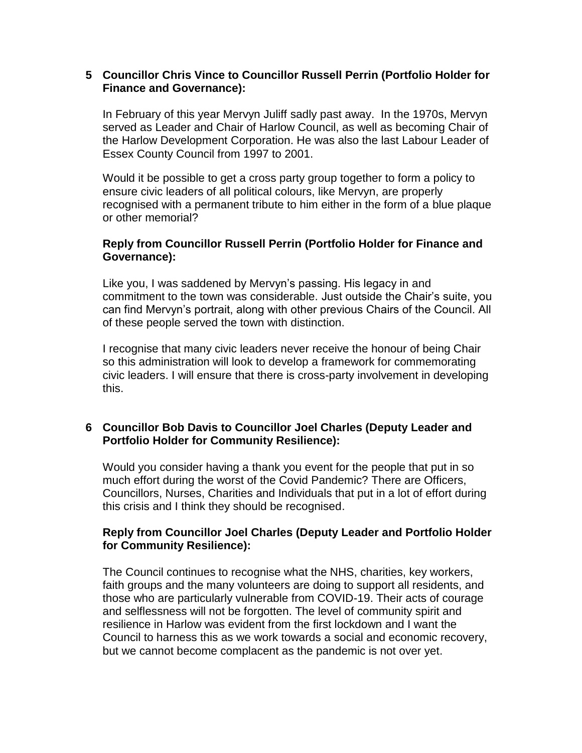**5 Councillor Chris Vince to Councillor Russell Perrin (Portfolio Holder for Finance and Governance):**

In February of this year Mervyn Juliff sadly past away. In the 1970s, Mervyn served as Leader and Chair of Harlow Council, as well as becoming Chair of the Harlow Development Corporation. He was also the last Labour Leader of Essex County Council from 1997 to 2001.

Would it be possible to get a cross party group together to form a policy to ensure civic leaders of all political colours, like Mervyn, are properly recognised with a permanent tribute to him either in the form of a blue plaque or other memorial?

**Reply from Councillor Russell Perrin (Portfolio Holder for Finance and Governance):**

Like you, I was saddened by Mervyn's passing. His legacy in and commitment to the town was considerable. Just outside the Chair's suite, you can find Mervyn's portrait, along with other previous Chairs of the Council. All of these people served the town with distinction.

I recognise that many civic leaders never receive the honour of being Chair so this administration will look to develop a framework for commemorating civic leaders. I will ensure that there is cross-party involvement in developing this.

**6 Councillor Bob Davis to Councillor Joel Charles (Deputy Leader and Portfolio Holder for Community Resilience):**

Would you consider having a thank you event for the people that put in so much effort during the worst of the Covid Pandemic? There are Officers, Councillors, Nurses, Charities and Individuals that put in a lot of effort during this crisis and I think they should be recognised.

**Reply from Councillor Joel Charles (Deputy Leader and Portfolio Holder for Community Resilience):**

The Council continues to recognise what the NHS, charities, key workers, faith groups and the many volunteers are doing to support all residents, and those who are particularly vulnerable from COVID-19. Their acts of courage and selflessness will not be forgotten. The level of community spirit and resilience in Harlow was evident from the first lockdown and I want the Council to harness this as we work towards a social and economic recovery, but we cannot become complacent as the pandemic is not over yet.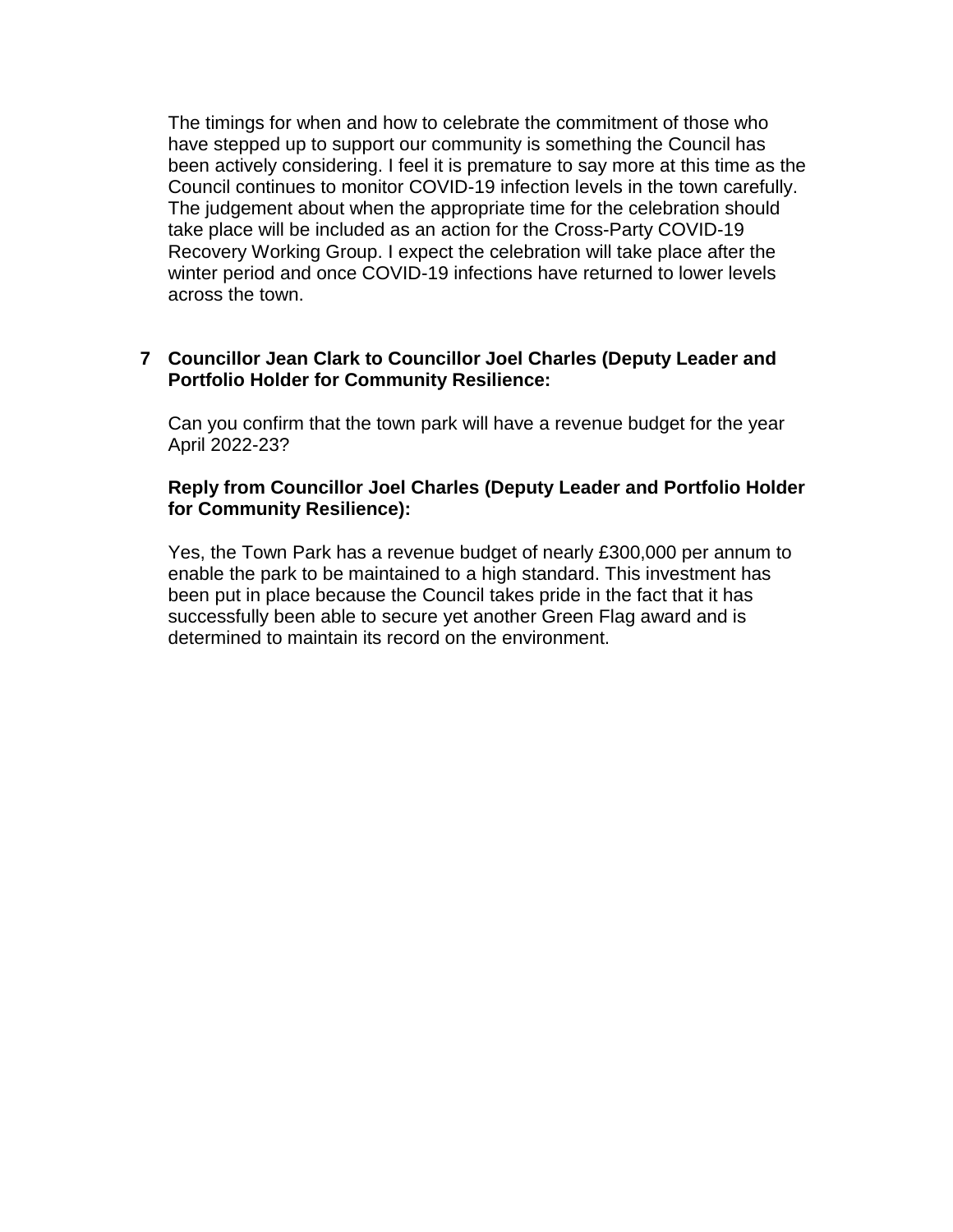The timings for when and how to celebrate the commitment of those who have stepped up to support our community is something the Council has been actively considering. I feel it is premature to say more at this time as the Council continues to monitor COVID-19 infection levels in the town carefully. The judgement about when the appropriate time for the celebration should take place will be included as an action for the Cross-Party COVID-19 Recovery Working Group. I expect the celebration will take place after the winter period and once COVID-19 infections have returned to lower levels across the town.

**7 Councillor Jean Clark to Councillor Joel Charles (Deputy Leader and Portfolio Holder for Community Resilience:**

Can you confirm that the town park will have a revenue budget for the year April 2022-23?

**Reply from Councillor Joel Charles (Deputy Leader and Portfolio Holder for Community Resilience):**

Yes, the Town Park has a revenue budget of nearly £300,000 per annum to enable the park to be maintained to a high standard. This investment has been put in place because the Council takes pride in the fact that it has successfully been able to secure yet another Green Flag award and is determined to maintain its record on the environment.